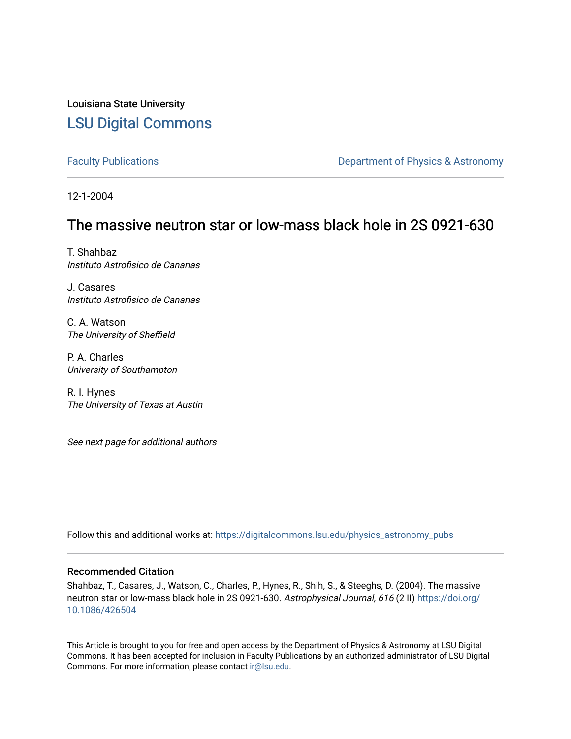Louisiana State University

# LSU Digital Commons

Faculty Publications | Department of Physics & Astronomy

12-1-2004

## The massive neutron star or low-mass black hole in 2S 0921-630

T. Shahbaz
*Instituto Astrofisico de Canarias*

J. Casares
*Instituto Astrofisico de Canarias*

C. A. Watson
*The University of Sheffield*

P. A. Charles
*University of Southampton*

R. I. Hynes
*The University of Texas at Austin*

*See next page for additional authors*

Follow this and additional works at: https://digitalcommons.lsu.edu/physics_astronomy_pubs

### Recommended Citation

Shahbaz, T., Casares, J., Watson, C., Charles, P., Hynes, R., Shih, S., & Steeghs, D. (2004). The massive neutron star or low-mass black hole in 2S 0921-630. *Astrophysical Journal, 616* (2 II) https://doi.org/10.1086/426504

This Article is brought to you for free and open access by the Department of Physics & Astronomy at LSU Digital Commons. It has been accepted for inclusion in Faculty Publications by an authorized administrator of LSU Digital Commons. For more information, please contact ir@lsu.edu.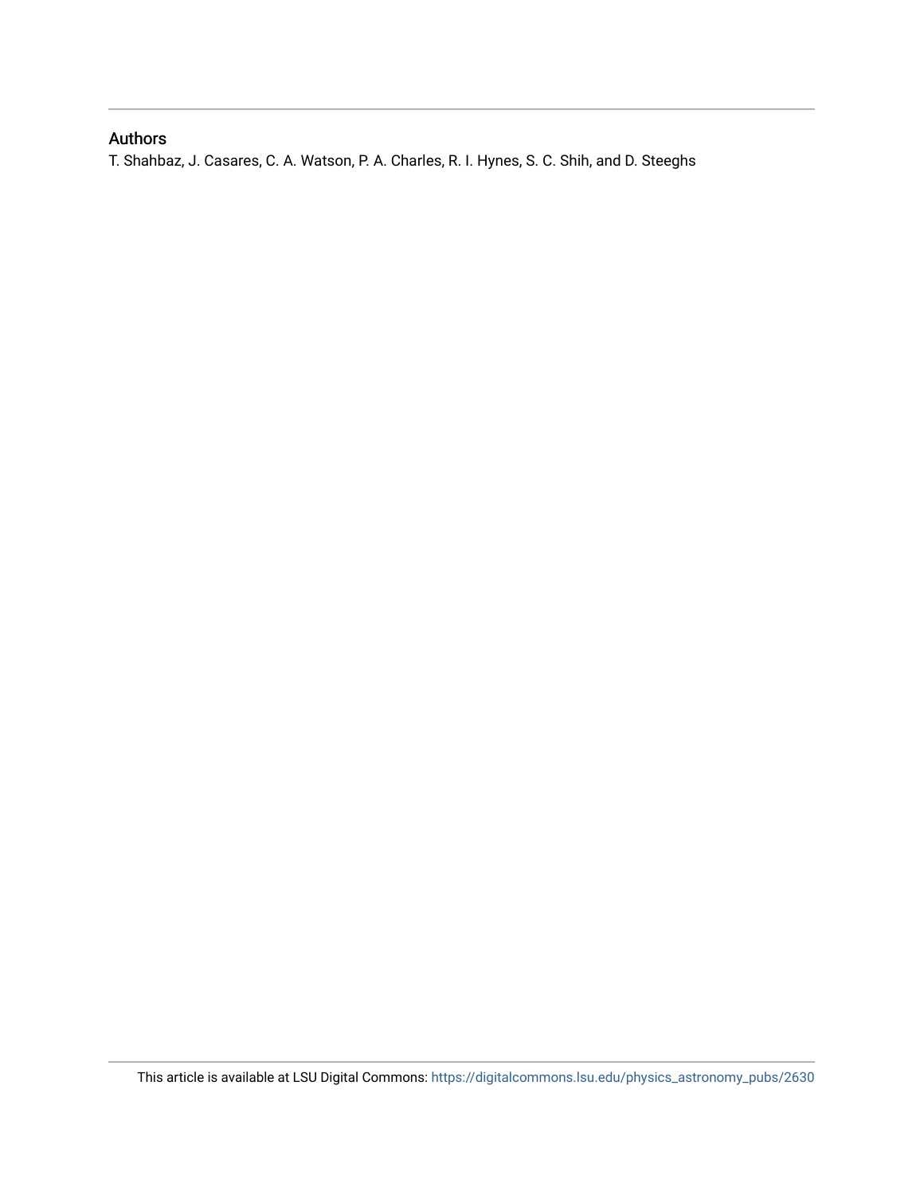## Authors

T. Shahbaz, J. Casares, C. A. Watson, P. A. Charles, R. I. Hynes, S. C. Shih, and D. Steeghs

This article is available at LSU Digital Commons: https://digitalcommons.lsu.edu/physics_astronomy_pubs/2630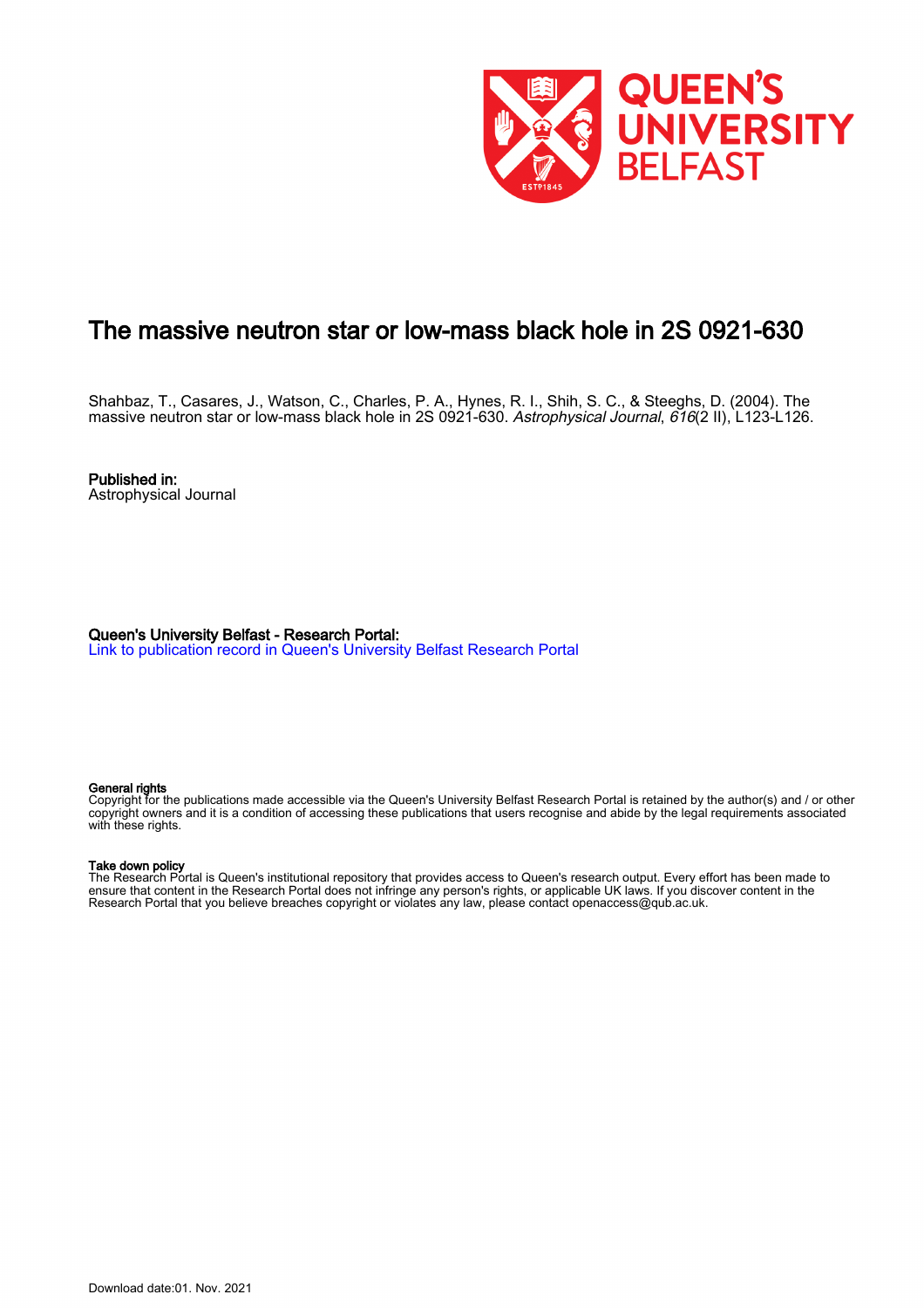# The massive neutron star or low-mass black hole in 2S 0921-630

Shahbaz, T., Casares, J., Watson, C., Charles, P. A., Hynes, R. I., Shih, S. C., & Steeghs, D. (2004). The massive neutron star or low-mass black hole in 2S 0921-630. *Astrophysical Journal*, *616*(2 II), L123-L126.

**Published in:**
Astrophysical Journal

**Queen's University Belfast - Research Portal:**
Link to publication record in Queen's University Belfast Research Portal

**General rights**
Copyright for the publications made accessible via the Queen's University Belfast Research Portal is retained by the author(s) and / or other copyright owners and it is a condition of accessing these publications that users recognise and abide by the legal requirements associated with these rights.

**Take down policy**
The Research Portal is Queen's institutional repository that provides access to Queen's research output. Every effort has been made to ensure that content in the Research Portal does not infringe any person's rights, or applicable UK laws. If you discover content in the Research Portal that you believe breaches copyright or violates any law, please contact openaccess@qub.ac.uk.

Download date:01. Nov. 2021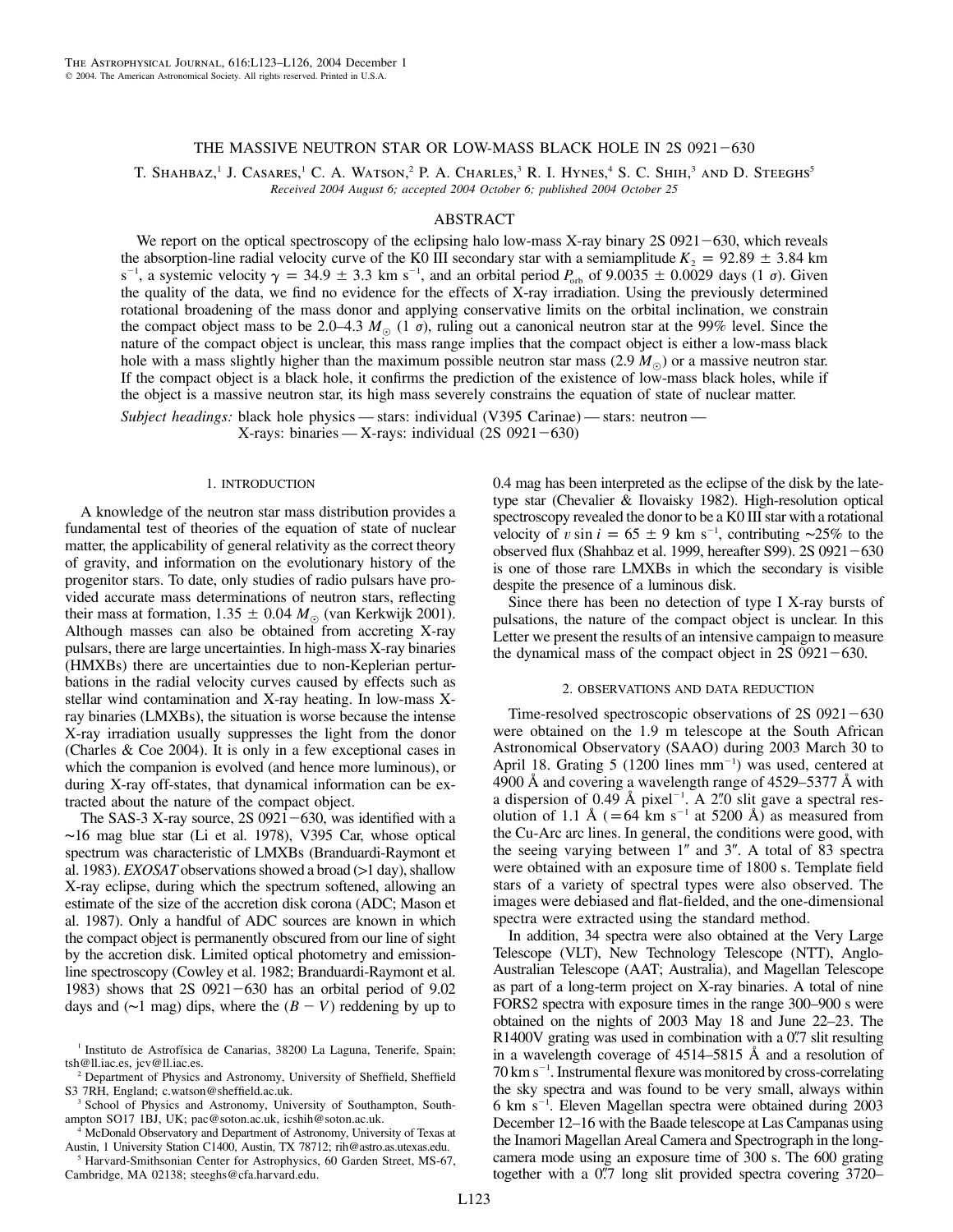# THE MASSIVE NEUTRON STAR OR LOW-MASS BLACK HOLE IN 2S 0921−630

T. Shahbaz,[1] J. Casares,[1] C. A. Watson,[2] P. A. Charles,[3] R. I. Hynes,[4] S. C. Shih,[3] and D. Steeghs[5]

*Received 2004 August 6; accepted 2004 October 6; published 2004 October 25*

## ABSTRACT

We report on the optical spectroscopy of the eclipsing halo low-mass X-ray binary 2S 0921−630, which reveals the absorption-line radial velocity curve of the K0 III secondary star with a semiamplitude $K_2 = 92.89 \pm 3.84$ km s$^{-1}$, a systemic velocity $\gamma = 34.9 \pm 3.3$ km s$^{-1}$, and an orbital period $P_{\rm orb}$ of $9.0035 \pm 0.0029$ days (1 $\sigma$). Given the quality of the data, we find no evidence for the effects of X-ray irradiation. Using the previously determined rotational broadening of the mass donor and applying conservative limits on the orbital inclination, we constrain the compact object mass to be 2.0–4.3 $M_\odot$ (1 $\sigma$), ruling out a canonical neutron star at the 99% level. Since the nature of the compact object is unclear, this mass range implies that the compact object is either a low-mass black hole with a mass slightly higher than the maximum possible neutron star mass (2.9 $M_\odot$) or a massive neutron star. If the compact object is a black hole, it confirms the prediction of the existence of low-mass black holes, while if the object is a massive neutron star, its high mass severely constrains the equation of state of nuclear matter.

*Subject headings:* black hole physics — stars: individual (V395 Carinae) — stars: neutron — X-rays: binaries — X-rays: individual (2S 0921−630)

## 1. INTRODUCTION

A knowledge of the neutron star mass distribution provides a fundamental test of theories of the equation of state of nuclear matter, the applicability of general relativity as the correct theory of gravity, and information on the evolutionary history of the progenitor stars. To date, only studies of radio pulsars have provided accurate mass determinations of neutron stars, reflecting their mass at formation, $1.35 \pm 0.04\ M_\odot$ (van Kerkwijk 2001). Although masses can also be obtained from accreting X-ray pulsars, there are large uncertainties. In high-mass X-ray binaries (HMXBs) there are uncertainties due to non-Keplerian perturbations in the radial velocity curves caused by effects such as stellar wind contamination and X-ray heating. In low-mass X-ray binaries (LMXBs), the situation is worse because the intense X-ray irradiation usually suppresses the light from the donor (Charles & Coe 2004). It is only in a few exceptional cases in which the companion is evolved (and hence more luminous), or during X-ray off-states, that dynamical information can be extracted about the nature of the compact object.

The SAS-3 X-ray source, 2S 0921−630, was identified with a ∼16 mag blue star (Li et al. 1978), V395 Car, whose optical spectrum was characteristic of LMXBs (Branduardi-Raymont et al. 1983). *EXOSAT* observations showed a broad (>1 day), shallow X-ray eclipse, during which the spectrum softened, allowing an estimate of the size of the accretion disk corona (ADC; Mason et al. 1987). Only a handful of ADC sources are known in which the compact object is permanently obscured from our line of sight by the accretion disk. Limited optical photometry and emission-line spectroscopy (Cowley et al. 1982; Branduardi-Raymont et al. 1983) shows that 2S 0921−630 has an orbital period of 9.02 days and (∼1 mag) dips, where the $(B - V)$ reddening by up to 0.4 mag has been interpreted as the eclipse of the disk by the late-type star (Chevalier & Ilovaisky 1982). High-resolution optical spectroscopy revealed the donor to be a K0 III star with a rotational velocity of $v \sin i = 65 \pm 9$ km s$^{-1}$, contributing ∼25% to the observed flux (Shahbaz et al. 1999, hereafter S99). 2S 0921−630 is one of those rare LMXBs in which the secondary is visible despite the presence of a luminous disk.

Since there has been no detection of type I X-ray bursts of pulsations, the nature of the compact object is unclear. In this Letter we present the results of an intensive campaign to measure the dynamical mass of the compact object in 2S 0921−630.

## 2. OBSERVATIONS AND DATA REDUCTION

Time-resolved spectroscopic observations of 2S 0921−630 were obtained on the 1.9 m telescope at the South African Astronomical Observatory (SAAO) during 2003 March 30 to April 18. Grating 5 (1200 lines mm$^{-1}$) was used, centered at 4900 Å and covering a wavelength range of 4529–5377 Å with a dispersion of 0.49 Å pixel$^{-1}$. A 2$''$.0 slit gave a spectral resolution of 1.1 Å (=64 km s$^{-1}$ at 5200 Å) as measured from the Cu-Arc arc lines. In general, the conditions were good, with the seeing varying between 1$''$ and 3$''$. A total of 83 spectra were obtained with an exposure time of 1800 s. Template field stars of a variety of spectral types were also observed. The images were debiased and flat-fielded, and the one-dimensional spectra were extracted using the standard method.

In addition, 34 spectra were also obtained at the Very Large Telescope (VLT), New Technology Telescope (NTT), Anglo-Australian Telescope (AAT; Australia), and Magellan Telescope as part of a long-term project on X-ray binaries. A total of nine FORS2 spectra with exposure times in the range 300–900 s were obtained on the nights of 2003 May 18 and June 22–23. The R1400V grating was used in combination with a 0$''$.7 slit resulting in a wavelength coverage of 4514–5815 Å and a resolution of 70 km s$^{-1}$. Instrumental flexure was monitored by cross-correlating the sky spectra and was found to be very small, always within 6 km s$^{-1}$. Eleven Magellan spectra were obtained during 2003 December 12–16 with the Baade telescope at Las Campanas using the Inamori Magellan Areal Camera and Spectrograph in the long-camera mode using an exposure time of 300 s. The 600 grating together with a 0$''$.7 long slit provided spectra covering 3720–

[1] Instituto de Astrofísica de Canarias, 38200 La Laguna, Tenerife, Spain; tsh@ll.iac.es, jcv@ll.iac.es.

[2] Department of Physics and Astronomy, University of Sheffield, Sheffield S3 7RH, England; c.watson@sheffield.ac.uk.

[3] School of Physics and Astronomy, University of Southampton, Southampton SO17 1BJ, UK; pac@soton.ac.uk, icshih@soton.ac.uk.

[4] McDonald Observatory and Department of Astronomy, University of Texas at Austin, 1 University Station C1400, Austin, TX 78712; rih@astro.as.utexas.edu.

[5] Harvard-Smithsonian Center for Astrophysics, 60 Garden Street, MS-67, Cambridge, MA 02138; steeghs@cfa.harvard.edu.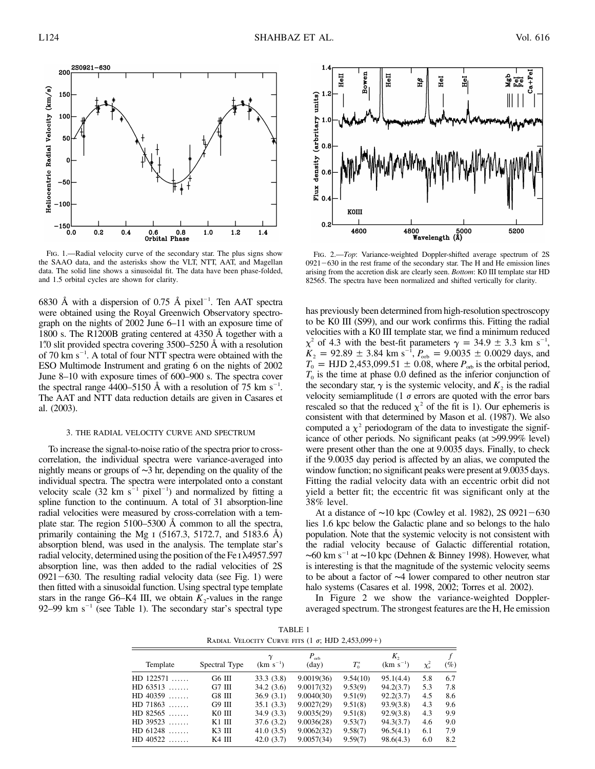FIG. 1.—Radial velocity curve of the secondary star. The plus signs show the SAAO data, and the asterisks show the VLT, NTT, AAT, and Magellan data. The solid line shows a sinusoidal fit. The data have been phase-folded, and 1.5 orbital cycles are shown for clarity.

FIG. 2.—*Top*: Variance-weighted Doppler-shifted average spectrum of 2S 0921−630 in the rest frame of the secondary star. The H and He emission lines arising from the accretion disk are clearly seen. *Bottom*: K0 III template star HD 82565. The spectra have been normalized and shifted vertically for clarity.

6830 Å with a dispersion of 0.75 Å pixel$^{-1}$. Ten AAT spectra were obtained using the Royal Greenwich Observatory spectrograph on the nights of 2002 June 6–11 with an exposure time of 1800 s. The R1200B grating centered at 4350 Å together with a 1″.0 slit provided spectra covering 3500–5250 Å with a resolution of 70 km s$^{-1}$. A total of four NTT spectra were obtained with the ESO Multimode Instrument and grating 6 on the nights of 2002 June 8–10 with exposure times of 600–900 s. The spectra cover the spectral range 4400–5150 Å with a resolution of 75 km s$^{-1}$. The AAT and NTT data reduction details are given in Casares et al. (2003).

## 3. THE RADIAL VELOCITY CURVE AND SPECTRUM

To increase the signal-to-noise ratio of the spectra prior to cross-correlation, the individual spectra were variance-averaged into nightly means or groups of ∼3 hr, depending on the quality of the individual spectra. The spectra were interpolated onto a constant velocity scale (32 km s$^{-1}$ pixel$^{-1}$) and normalized by fitting a spline function to the continuum. A total of 31 absorption-line radial velocities were measured by cross-correlation with a template star. The region 5100–5300 Å common to all the spectra, primarily containing the Mg I (5167.3, 5172.7, and 5183.6 Å) absorption blend, was used in the analysis. The template star's radial velocity, determined using the position of the Fe I λ4957.597 absorption line, was then added to the radial velocities of 2S 0921−630. The resulting radial velocity data (see Fig. 1) were then fitted with a sinusoidal function. Using spectral type template stars in the range G6–K4 III, we obtain $K_2$-values in the range 92–99 km s$^{-1}$ (see Table 1). The secondary star's spectral type has previously been determined from high-resolution spectroscopy to be K0 III (S99), and our work confirms this. Fitting the radial velocities with a K0 III template star, we find a minimum reduced $\chi^2$ of 4.3 with the best-fit parameters $\gamma = 34.9 \pm 3.3$ km s$^{-1}$, $K_2 = 92.89 \pm 3.84$ km s$^{-1}$, $P_{\rm orb} = 9.0035 \pm 0.0029$ days, and $T_0 =$ HJD 2,453,099.51 ± 0.08, where $P_{\rm orb}$ is the orbital period, $T_0$ is the time at phase 0.0 defined as the inferior conjunction of the secondary star, $\gamma$ is the systemic velocity, and $K_2$ is the radial velocity semiamplitude (1 σ errors are quoted with the error bars rescaled so that the reduced $\chi^2$ of the fit is 1). Our ephemeris is consistent with that determined by Mason et al. (1987). We also computed a $\chi^2$ periodogram of the data to investigate the significance of other periods. No significant peaks (at >99.99% level) were present other than the one at 9.0035 days. Finally, to check if the 9.0035 day period is affected by an alias, we computed the window function; no significant peaks were present at 9.0035 days. Fitting the radial velocity data with an eccentric orbit did not yield a better fit; the eccentric fit was significant only at the 38% level.

At a distance of ∼10 kpc (Cowley et al. 1982), 2S 0921−630 lies 1.6 kpc below the Galactic plane and so belongs to the halo population. Note that the systemic velocity is not consistent with the radial velocity because of Galactic differential rotation, ∼60 km s$^{-1}$ at ∼10 kpc (Dehnen & Binney 1998). However, what is interesting is that the magnitude of the systemic velocity seems to be about a factor of ∼4 lower compared to other neutron star halo systems (Casares et al. 1998, 2002; Torres et al. 2002).

In Figure 2 we show the variance-weighted Doppler-averaged spectrum. The strongest features are the H, He emission

TABLE 1
RADIAL VELOCITY CURVE FITS (1 σ; HJD 2,453,099+)

| Template | Spectral Type | $\gamma$ (km s$^{-1}$) | $P_{\rm orb}$ (day) | $T_0^*$ | $K_2$ (km s$^{-1}$) | $\chi^2_\nu$ | $f$ (%) |
|---|---|---|---|---|---|---|---|
| HD 122571 ....... | G6 III | 33.3 (3.8) | 9.0019(36) | 9.54(10) | 95.1(4.4) | 5.8 | 6.7 |
| HD 63513 ....... | G7 III | 34.2 (3.6) | 9.0017(32) | 9.53(9) | 94.2(3.7) | 5.3 | 7.8 |
| HD 40359 ....... | G8 III | 36.9 (3.1) | 9.0040(30) | 9.51(9) | 92.2(3.7) | 4.5 | 8.6 |
| HD 71863 ....... | G9 III | 35.1 (3.3) | 9.0027(29) | 9.51(8) | 93.9(3.8) | 4.3 | 9.6 |
| HD 82565 ....... | K0 III | 34.9 (3.3) | 9.0035(29) | 9.51(8) | 92.9(3.8) | 4.3 | 9.9 |
| HD 39523 ....... | K1 III | 37.6 (3.2) | 9.0036(28) | 9.53(7) | 94.3(3.7) | 4.6 | 9.0 |
| HD 61248 ....... | K3 III | 41.0 (3.5) | 9.0062(32) | 9.58(7) | 96.5(4.1) | 6.1 | 7.9 |
| HD 40522 ....... | K4 III | 42.0 (3.7) | 9.0057(34) | 9.59(7) | 98.6(4.3) | 6.0 | 8.2 |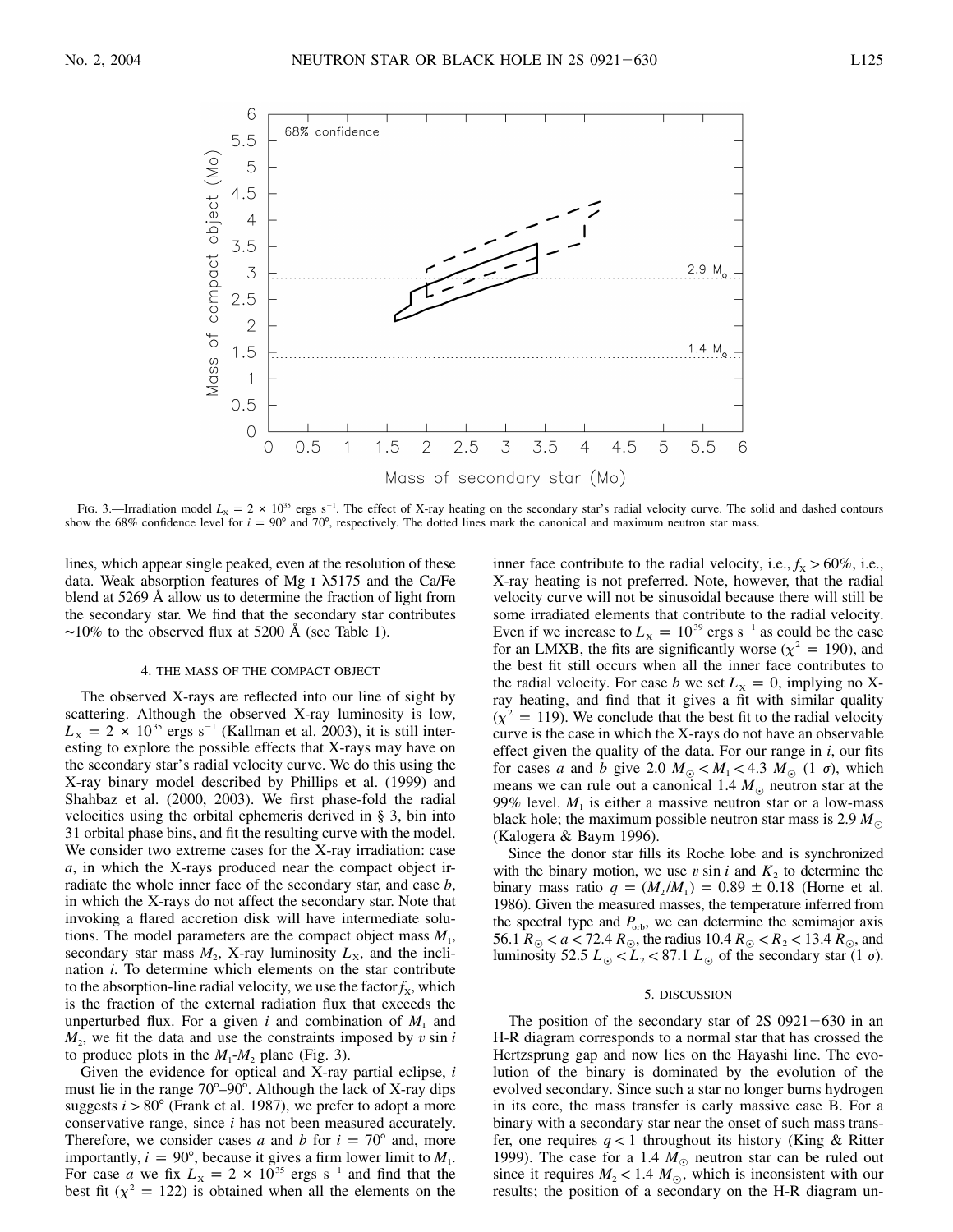Fig. 3.—Irradiation model $L_X = 2 \times 10^{35}$ ergs s$^{-1}$. The effect of X-ray heating on the secondary star's radial velocity curve. The solid and dashed contours show the 68% confidence level for $i = 90°$ and 70°, respectively. The dotted lines mark the canonical and maximum neutron star mass.

lines, which appear single peaked, even at the resolution of these data. Weak absorption features of Mg I λ5175 and the Ca/Fe blend at 5269 Å allow us to determine the fraction of light from the secondary star. We find that the secondary star contributes ~10% to the observed flux at 5200 Å (see Table 1).

## 4. THE MASS OF THE COMPACT OBJECT

The observed X-rays are reflected into our line of sight by scattering. Although the observed X-ray luminosity is low, $L_X = 2 \times 10^{35}$ ergs s$^{-1}$ (Kallman et al. 2003), it is still interesting to explore the possible effects that X-rays may have on the secondary star's radial velocity curve. We do this using the X-ray binary model described by Phillips et al. (1999) and Shahbaz et al. (2000, 2003). We first phase-fold the radial velocities using the orbital ephemeris derived in § 3, bin into 31 orbital phase bins, and fit the resulting curve with the model. We consider two extreme cases for the X-ray irradiation: case *a*, in which the X-rays produced near the compact object irradiate the whole inner face of the secondary star, and case *b*, in which the X-rays do not affect the secondary star. Note that invoking a flared accretion disk will have intermediate solutions. The model parameters are the compact object mass $M_1$, secondary star mass $M_2$, X-ray luminosity $L_X$, and the inclination $i$. To determine which elements on the star contribute to the absorption-line radial velocity, we use the factor $f_X$, which is the fraction of the external radiation flux that exceeds the unperturbed flux. For a given $i$ and combination of $M_1$ and $M_2$, we fit the data and use the constraints imposed by $v \sin i$ to produce plots in the $M_1$-$M_2$ plane (Fig. 3).

Given the evidence for optical and X-ray partial eclipse, $i$ must lie in the range 70°–90°. Although the lack of X-ray dips suggests $i > 80°$ (Frank et al. 1987), we prefer to adopt a more conservative range, since $i$ has not been measured accurately. Therefore, we consider cases *a* and *b* for $i = 70°$ and, more importantly, $i = 90°$, because it gives a firm lower limit to $M_1$. For case *a* we fix $L_X = 2 \times 10^{35}$ ergs s$^{-1}$ and find that the best fit ($\chi^2 = 122$) is obtained when all the elements on the inner face contribute to the radial velocity, i.e., $f_X > 60\%$, i.e., X-ray heating is not preferred. Note, however, that the radial velocity curve will not be sinusoidal because there will still be some irradiated elements that contribute to the radial velocity. Even if we increase to $L_X = 10^{39}$ ergs s$^{-1}$ as could be the case for an LMXB, the fits are significantly worse ($\chi^2 = 190$), and the best fit still occurs when all the inner face contributes to the radial velocity. For case *b* we set $L_X = 0$, implying no X-ray heating, and find that it gives a fit with similar quality ($\chi^2 = 119$). We conclude that the best fit to the radial velocity curve is the case in which the X-rays do not have an observable effect given the quality of the data. For our range in $i$, our fits for cases *a* and *b* give $2.0\ M_\odot < M_1 < 4.3\ M_\odot$ (1 σ), which means we can rule out a canonical 1.4 $M_\odot$ neutron star at the 99% level. $M_1$ is either a massive neutron star or a low-mass black hole; the maximum possible neutron star mass is 2.9 $M_\odot$ (Kalogera & Baym 1996).

Since the donor star fills its Roche lobe and is synchronized with the binary motion, we use $v \sin i$ and $K_2$ to determine the binary mass ratio $q = (M_2/M_1) = 0.89 \pm 0.18$ (Horne et al. 1986). Given the measured masses, the temperature inferred from the spectral type and $P_{\rm orb}$, we can determine the semimajor axis $56.1\ R_\odot < a < 72.4\ R_\odot$, the radius $10.4\ R_\odot < R_2 < 13.4\ R_\odot$, and luminosity $52.5\ L_\odot < L_2 < 87.1\ L_\odot$ of the secondary star (1 σ).

## 5. DISCUSSION

The position of the secondary star of 2S 0921−630 in an H-R diagram corresponds to a normal star that has crossed the Hertzsprung gap and now lies on the Hayashi line. The evolution of the binary is dominated by the evolution of the evolved secondary. Since such a star no longer burns hydrogen in its core, the mass transfer is early massive case B. For a binary with a secondary star near the onset of such mass transfer, one requires $q < 1$ throughout its history (King & Ritter 1999). The case for a 1.4 $M_\odot$ neutron star can be ruled out since it requires $M_2 < 1.4\ M_\odot$, which is inconsistent with our results; the position of a secondary on the H-R diagram un-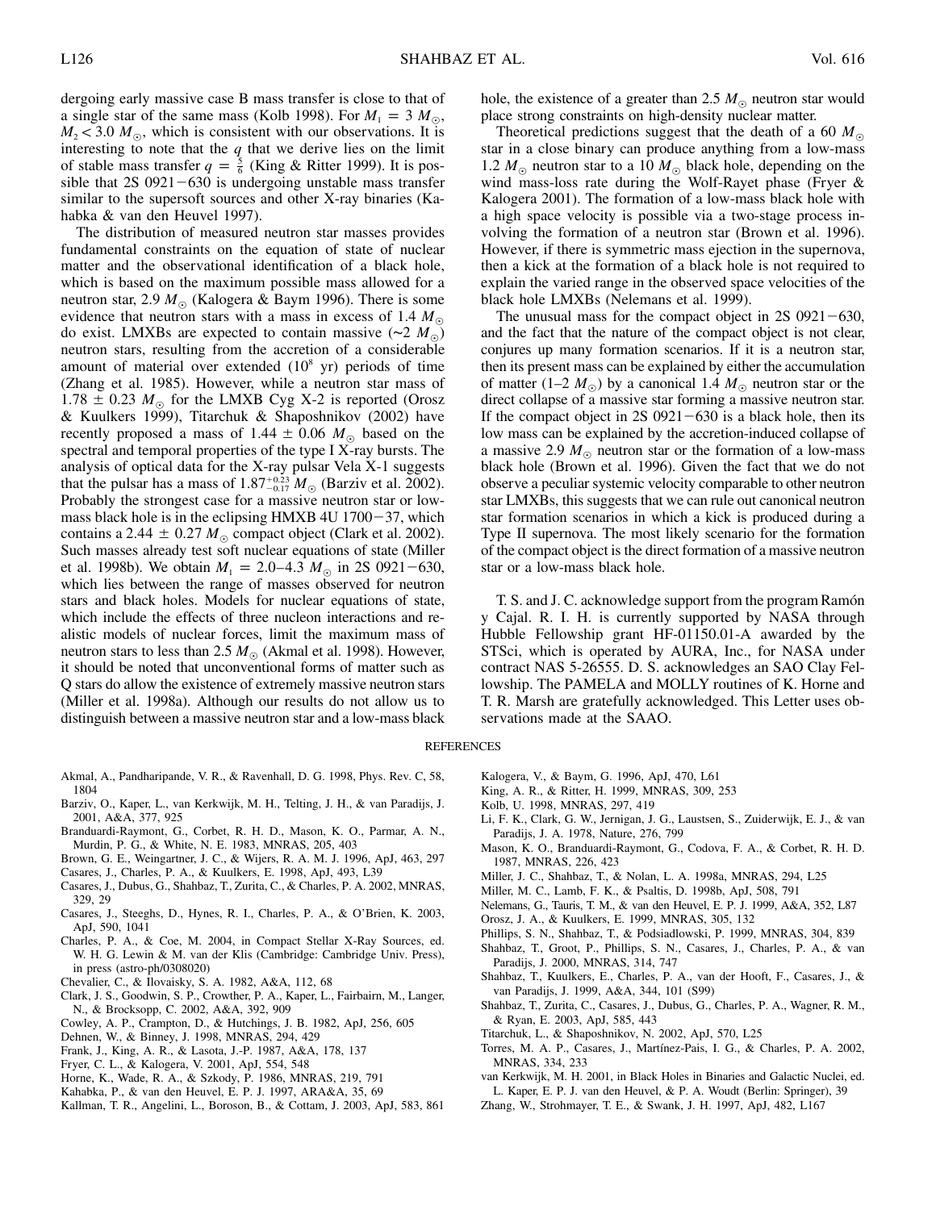dergoing early massive case B mass transfer is close to that of a single star of the same mass (Kolb 1998). For $M_1 = 3\ M_\odot$, $M_2 < 3.0\ M_\odot$, which is consistent with our observations. It is interesting to note that the $q$ that we derive lies on the limit of stable mass transfer $q = \frac{5}{6}$ (King & Ritter 1999). It is possible that 2S 0921−630 is undergoing unstable mass transfer similar to the supersoft sources and other X-ray binaries (Kahabka & van den Heuvel 1997).

The distribution of measured neutron star masses provides fundamental constraints on the equation of state of nuclear matter and the observational identification of a black hole, which is based on the maximum possible mass allowed for a neutron star, 2.9 $M_\odot$ (Kalogera & Baym 1996). There is some evidence that neutron stars with a mass in excess of 1.4 $M_\odot$ do exist. LMXBs are expected to contain massive (∼2 $M_\odot$) neutron stars, resulting from the accretion of a considerable amount of material over extended ($10^8$ yr) periods of time (Zhang et al. 1985). However, while a neutron star mass of $1.78 \pm 0.23\ M_\odot$ for the LMXB Cyg X-2 is reported (Orosz & Kuulkers 1999), Titarchuk & Shaposhnikov (2002) have recently proposed a mass of $1.44 \pm 0.06\ M_\odot$ based on the spectral and temporal properties of the type I X-ray bursts. The analysis of optical data for the X-ray pulsar Vela X-1 suggests that the pulsar has a mass of $1.87^{+0.23}_{-0.17}\ M_\odot$ (Barziv et al. 2002). Probably the strongest case for a massive neutron star or low-mass black hole is in the eclipsing HMXB 4U 1700−37, which contains a $2.44 \pm 0.27\ M_\odot$ compact object (Clark et al. 2002). Such masses already test soft nuclear equations of state (Miller et al. 1998b). We obtain $M_1 = 2.0$–$4.3\ M_\odot$ in 2S 0921−630, which lies between the range of masses observed for neutron stars and black holes. Models for nuclear equations of state, which include the effects of three nucleon interactions and realistic models of nuclear forces, limit the maximum mass of neutron stars to less than 2.5 $M_\odot$ (Akmal et al. 1998). However, it should be noted that unconventional forms of matter such as Q stars do allow the existence of extremely massive neutron stars (Miller et al. 1998a). Although our results do not allow us to distinguish between a massive neutron star and a low-mass black hole, the existence of a greater than 2.5 $M_\odot$ neutron star would place strong constraints on high-density nuclear matter.

Theoretical predictions suggest that the death of a 60 $M_\odot$ star in a close binary can produce anything from a low-mass 1.2 $M_\odot$ neutron star to a 10 $M_\odot$ black hole, depending on the wind mass-loss rate during the Wolf-Rayet phase (Fryer & Kalogera 2001). The formation of a low-mass black hole with a high space velocity is possible via a two-stage process involving the formation of a neutron star (Brown et al. 1996). However, if there is symmetric mass ejection in the supernova, then a kick at the formation of a black hole is not required to explain the varied range in the observed space velocities of the black hole LMXBs (Nelemans et al. 1999).

The unusual mass for the compact object in 2S 0921−630, and the fact that the nature of the compact object is not clear, conjures up many formation scenarios. If it is a neutron star, then its present mass can be explained by either the accumulation of matter (1–2 $M_\odot$) by a canonical 1.4 $M_\odot$ neutron star or the direct collapse of a massive star forming a massive neutron star. If the compact object in 2S 0921−630 is a black hole, then its low mass can be explained by the accretion-induced collapse of a massive 2.9 $M_\odot$ neutron star or the formation of a low-mass black hole (Brown et al. 1996). Given the fact that we do not observe a peculiar systemic velocity comparable to other neutron star LMXBs, this suggests that we can rule out canonical neutron star formation scenarios in which a kick is produced during a Type II supernova. The most likely scenario for the formation of the compact object is the direct formation of a massive neutron star or a low-mass black hole.

T. S. and J. C. acknowledge support from the program Ramón y Cajal. R. I. H. is currently supported by NASA through Hubble Fellowship grant HF-01150.01-A awarded by the STScI, which is operated by AURA, Inc., for NASA under contract NAS 5-26555. D. S. acknowledges an SAO Clay Fellowship. The PAMELA and MOLLY routines of K. Horne and T. R. Marsh are gratefully acknowledged. This Letter uses observations made at the SAAO.

## REFERENCES

Akmal, A., Pandharipande, V. R., & Ravenhall, D. G. 1998, Phys. Rev. C, 58, 1804

Barziv, O., Kaper, L., van Kerkwijk, M. H., Telting, J. H., & van Paradijs, J. 2001, A&A, 377, 925

Branduardi-Raymont, G., Corbet, R. H. D., Mason, K. O., Parmar, A. N., Murdin, P. G., & White, N. E. 1983, MNRAS, 205, 403

Brown, G. E., Weingartner, J. C., & Wijers, R. A. M. J. 1996, ApJ, 463, 297

Casares, J., Charles, P. A., & Kuulkers, E. 1998, ApJ, 493, L39

Casares, J., Dubus, G., Shahbaz, T., Zurita, C., & Charles, P. A. 2002, MNRAS, 329, 29

Casares, J., Steeghs, D., Hynes, R. I., Charles, P. A., & O'Brien, K. 2003, ApJ, 590, 1041

Charles, P. A., & Coe, M. 2004, in Compact Stellar X-Ray Sources, ed. W. H. G. Lewin & M. van der Klis (Cambridge: Cambridge Univ. Press), in press (astro-ph/0308020)

Chevalier, C., & Ilovaisky, S. A. 1982, A&A, 112, 68

Clark, J. S., Goodwin, S. P., Crowther, P. A., Kaper, L., Fairbairn, M., Langer, N., & Brocksopp, C. 2002, A&A, 392, 909

Cowley, A. P., Crampton, D., & Hutchings, J. B. 1982, ApJ, 256, 605

Dehnen, W., & Binney, J. 1998, MNRAS, 294, 429

Frank, J., King, A. R., & Lasota, J.-P. 1987, A&A, 178, 137

Fryer, C. L., & Kalogera, V. 2001, ApJ, 554, 548

Horne, K., Wade, R. A., & Szkody, P. 1986, MNRAS, 219, 791

Kahabka, P., & van den Heuvel, E. P. J. 1997, ARA&A, 35, 69

Kallman, T. R., Angelini, L., Boroson, B., & Cottam, J. 2003, ApJ, 583, 861

Kalogera, V., & Baym, G. 1996, ApJ, 470, L61

King, A. R., & Ritter, H. 1999, MNRAS, 309, 253

Kolb, U. 1998, MNRAS, 297, 419

Li, F. K., Clark, G. W., Jernigan, J. G., Laustsen, S., Zuiderwijk, E. J., & van Paradijs, J. A. 1978, Nature, 276, 799

Mason, K. O., Branduardi-Raymont, G., Codova, F. A., & Corbet, R. H. D. 1987, MNRAS, 226, 423

Miller, J. C., Shahbaz, T., & Nolan, L. A. 1998a, MNRAS, 294, L25

Miller, M. C., Lamb, F. K., & Psaltis, D. 1998b, ApJ, 508, 791

Nelemans, G., Tauris, T. M., & van den Heuvel, E. P. J. 1999, A&A, 352, L87

Orosz, J. A., & Kuulkers, E. 1999, MNRAS, 305, 132

Phillips, S. N., Shahbaz, T., & Podsiadlowski, P. 1999, MNRAS, 304, 839

Shahbaz, T., Groot, P., Phillips, S. N., Casares, J., Charles, P. A., & van Paradijs, J. 2000, MNRAS, 314, 747

Shahbaz, T., Kuulkers, E., Charles, P. A., van der Hooft, F., Casares, J., & van Paradijs, J. 1999, A&A, 344, 101 (S99)

Shahbaz, T., Zurita, C., Casares, J., Dubus, G., Charles, P. A., Wagner, R. M., & Ryan, E. 2003, ApJ, 585, 443

Titarchuk, L., & Shaposhnikov, N. 2002, ApJ, 570, L25

Torres, M. A. P., Casares, J., Martínez-Pais, I. G., & Charles, P. A. 2002, MNRAS, 334, 233

van Kerkwijk, M. H. 2001, in Black Holes in Binaries and Galactic Nuclei, ed. L. Kaper, E. P. J. van den Heuvel, & P. A. Woudt (Berlin: Springer), 39

Zhang, W., Strohmayer, T. E., & Swank, J. H. 1997, ApJ, 482, L167